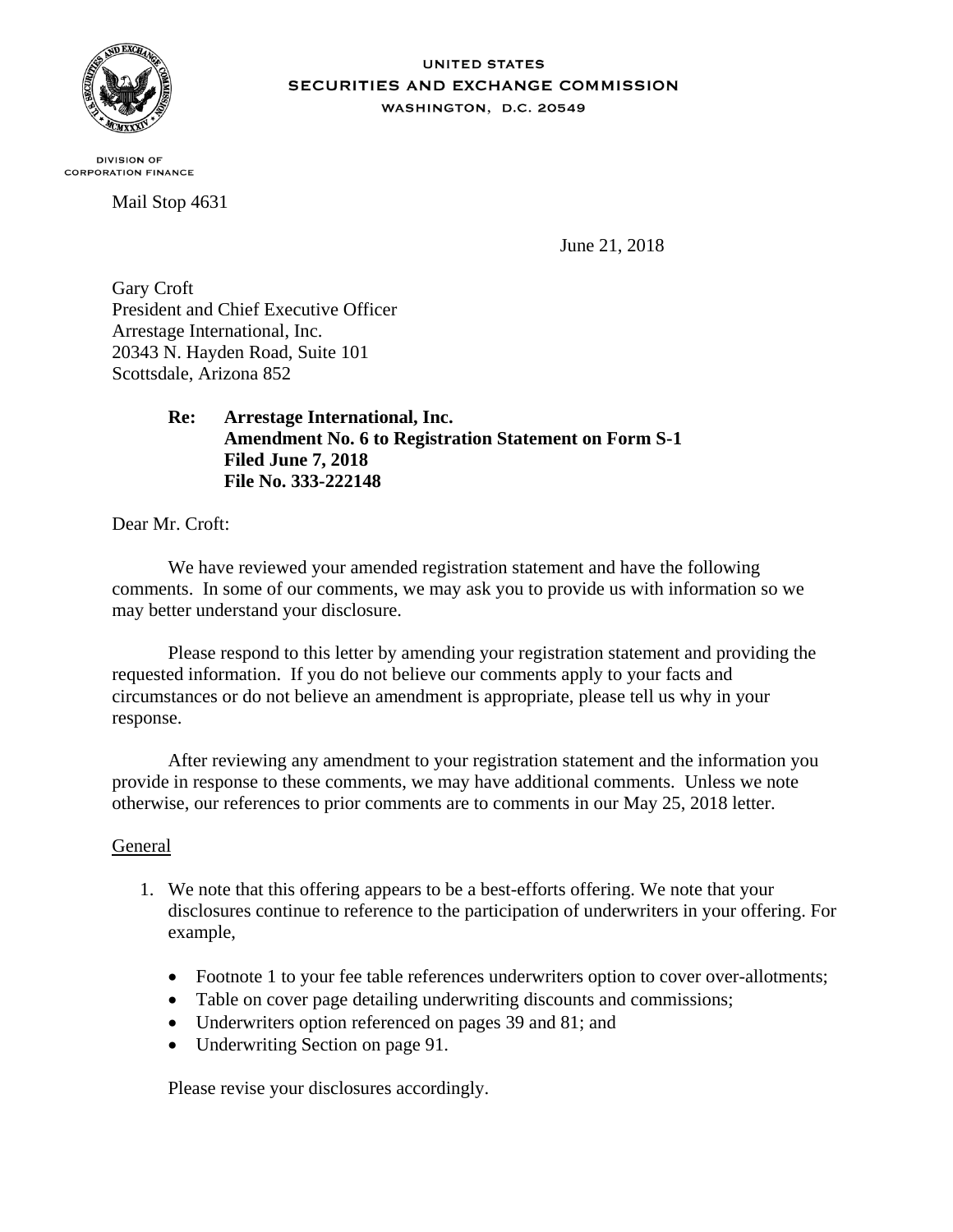UNITED STATES
SECURITIES AND EXCHANGE COMMISSION
WASHINGTON, D.C. 20549

DIVISION OF
CORPORATION FINANCE

Mail Stop 4631

June 21, 2018

Gary Croft
President and Chief Executive Officer
Arrestage International, Inc.
20343 N. Hayden Road, Suite 101
Scottsdale, Arizona 852

**Re: Arrestage International, Inc.**
**Amendment No. 6 to Registration Statement on Form S-1**
**Filed June 7, 2018**
**File No. 333-222148**

Dear Mr. Croft:

We have reviewed your amended registration statement and have the following comments. In some of our comments, we may ask you to provide us with information so we may better understand your disclosure.

Please respond to this letter by amending your registration statement and providing the requested information. If you do not believe our comments apply to your facts and circumstances or do not believe an amendment is appropriate, please tell us why in your response.

After reviewing any amendment to your registration statement and the information you provide in response to these comments, we may have additional comments. Unless we note otherwise, our references to prior comments are to comments in our May 25, 2018 letter.

General

1. We note that this offering appears to be a best-efforts offering. We note that your disclosures continue to reference to the participation of underwriters in your offering. For example,

   - Footnote 1 to your fee table references underwriters option to cover over-allotments;
   - Table on cover page detailing underwriting discounts and commissions;
   - Underwriters option referenced on pages 39 and 81; and
   - Underwriting Section on page 91.

   Please revise your disclosures accordingly.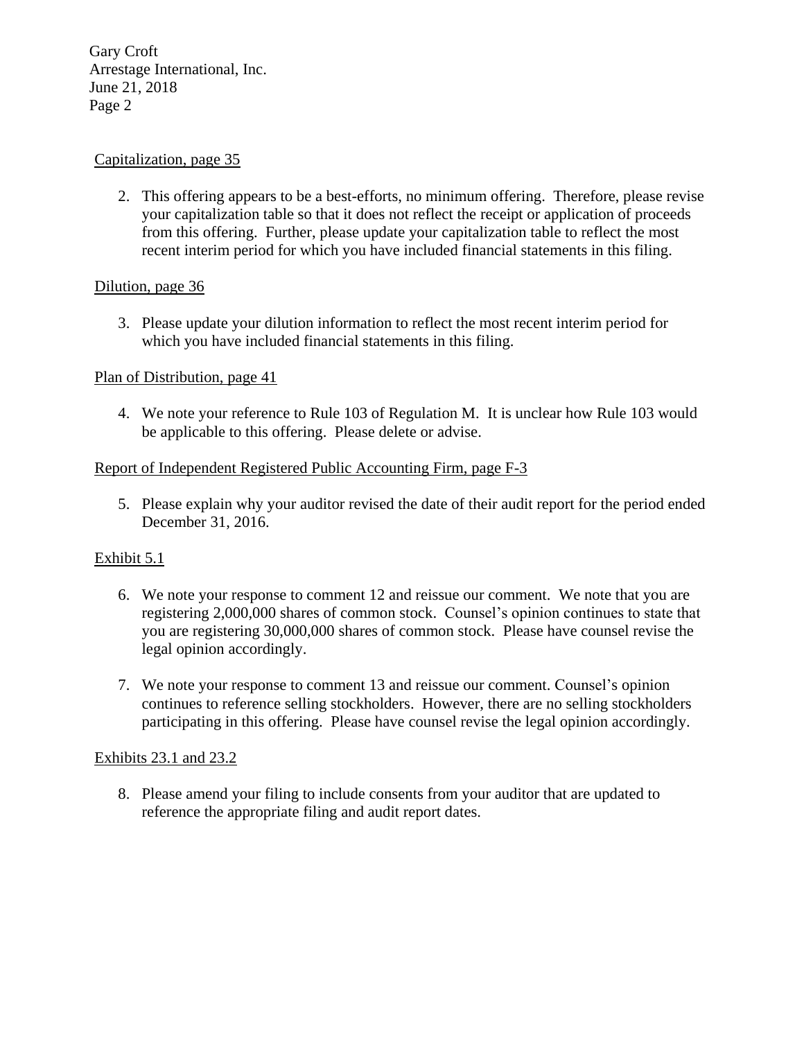Capitalization, page 35

2. This offering appears to be a best-efforts, no minimum offering. Therefore, please revise your capitalization table so that it does not reflect the receipt or application of proceeds from this offering. Further, please update your capitalization table to reflect the most recent interim period for which you have included financial statements in this filing.

Dilution, page 36

3. Please update your dilution information to reflect the most recent interim period for which you have included financial statements in this filing.

Plan of Distribution, page 41

4. We note your reference to Rule 103 of Regulation M. It is unclear how Rule 103 would be applicable to this offering. Please delete or advise.

Report of Independent Registered Public Accounting Firm, page F-3

5. Please explain why your auditor revised the date of their audit report for the period ended December 31, 2016.

Exhibit 5.1

6. We note your response to comment 12 and reissue our comment. We note that you are registering 2,000,000 shares of common stock. Counsel's opinion continues to state that you are registering 30,000,000 shares of common stock. Please have counsel revise the legal opinion accordingly.

7. We note your response to comment 13 and reissue our comment. Counsel's opinion continues to reference selling stockholders. However, there are no selling stockholders participating in this offering. Please have counsel revise the legal opinion accordingly.

Exhibits 23.1 and 23.2

8. Please amend your filing to include consents from your auditor that are updated to reference the appropriate filing and audit report dates.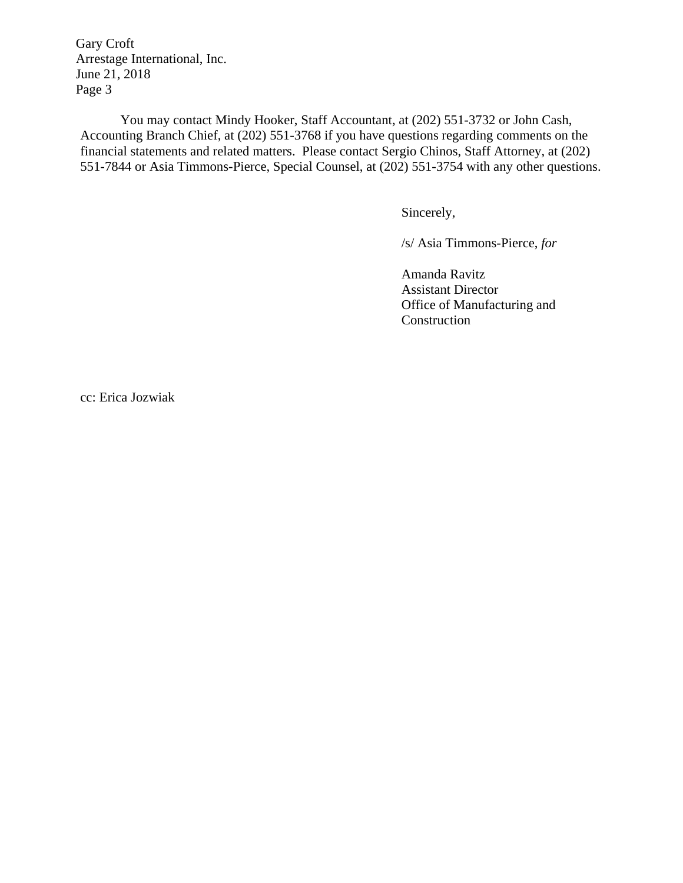You may contact Mindy Hooker, Staff Accountant, at (202) 551-3732 or John Cash, Accounting Branch Chief, at (202) 551-3768 if you have questions regarding comments on the financial statements and related matters. Please contact Sergio Chinos, Staff Attorney, at (202) 551-7844 or Asia Timmons-Pierce, Special Counsel, at (202) 551-3754 with any other questions.

Sincerely,

/s/ Asia Timmons-Pierce, *for*

Amanda Ravitz
Assistant Director
Office of Manufacturing and Construction

cc: Erica Jozwiak